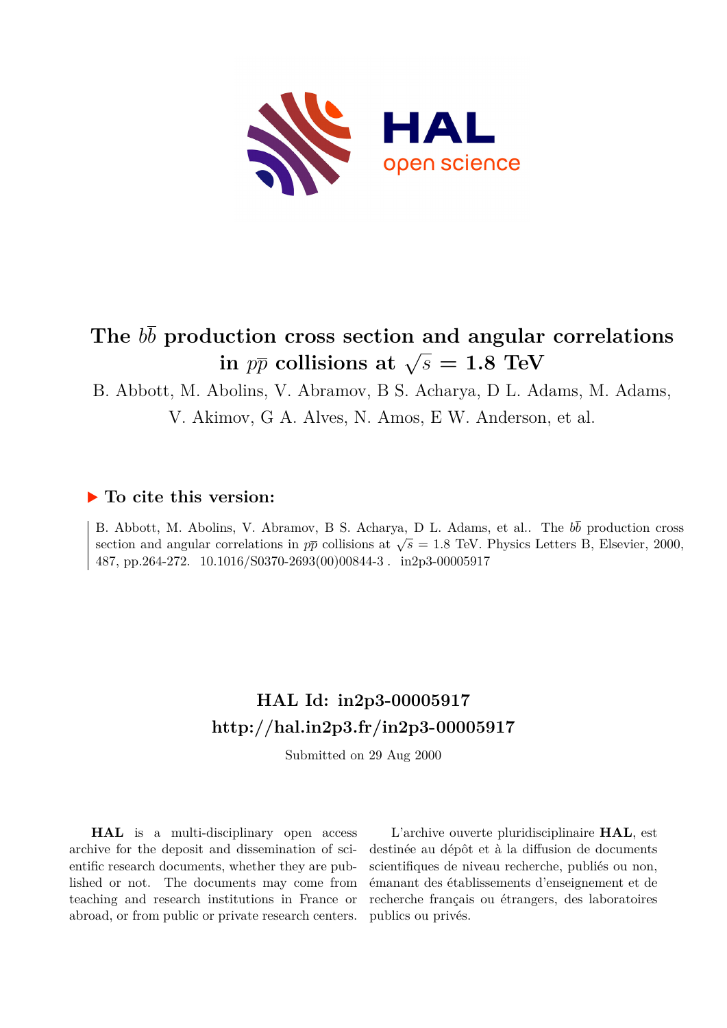# The $b\overline{b}$ production cross section and angular correlations in $p\overline{p}$ collisions at $\sqrt{s} = 1.8$ TeV

B. Abbott, M. Abolins, V. Abramov, B S. Acharya, D L. Adams, M. Adams, V. Akimov, G A. Alves, N. Amos, E W. Anderson, et al.

## ▶ To cite this version:

B. Abbott, M. Abolins, V. Abramov, B S. Acharya, D L. Adams, et al.. The $b\overline{b}$ production cross section and angular correlations in $p\overline{p}$ collisions at $\sqrt{s} = 1.8$ TeV. Physics Letters B, Elsevier, 2000, 487, pp.264-272. 10.1016/S0370-2693(00)00844-3 . in2p3-00005917

## HAL Id: in2p3-00005917
## http://hal.in2p3.fr/in2p3-00005917

Submitted on 29 Aug 2000

**HAL** is a multi-disciplinary open access archive for the deposit and dissemination of scientific research documents, whether they are published or not. The documents may come from teaching and research institutions in France or abroad, or from public or private research centers.

L'archive ouverte pluridisciplinaire **HAL**, est destinée au dépôt et à la diffusion de documents scientifiques de niveau recherche, publiés ou non, émanant des établissements d'enseignement et de recherche français ou étrangers, des laboratoires publics ou privés.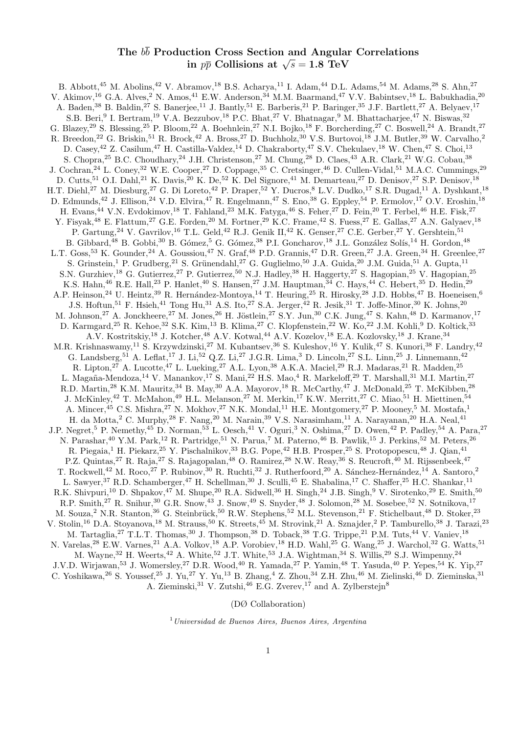# The $b\bar{b}$ Production Cross Section and Angular Correlations in $p\bar{p}$ Collisions at $\sqrt{s} = 1.8$ TeV

B. Abbott,[45] M. Abolins,[42] V. Abramov,[18] B.S. Acharya,[11] I. Adam,[44] D.L. Adams,[54] M. Adams,[28] S. Ahn,[27] V. Akimov,[16] G.A. Alves,[2] N. Amos,[41] E.W. Anderson,[34] M.M. Baarmand,[47] V.V. Babintsev,[18] L. Babukhadia,[20] A. Baden,[38] B. Baldin,[27] S. Banerjee,[11] J. Bantly,[51] E. Barberis,[21] P. Baringer,[35] J.F. Bartlett,[27] A. Belyaev,[17] S.B. Beri,[9] I. Bertram,[19] V.A. Bezzubov,[18] P.C. Bhat,[27] V. Bhatnagar,[9] M. Bhattacharjee,[47] N. Biswas,[32] G. Blazey,[29] S. Blessing,[25] P. Bloom,[22] A. Boehnlein,[27] N.I. Bojko,[18] F. Borcherding,[27] C. Boswell,[24] A. Brandt,[27] R. Breedon,[22] G. Briskin,[51] R. Brock,[42] A. Bross,[27] D. Buchholz,[30] V.S. Burtovoi,[18] J.M. Butler,[39] W. Carvalho,[2] D. Casey,[42] Z. Casilum,[47] H. Castilla-Valdez,[14] D. Chakraborty,[47] S.V. Chekulaev,[18] W. Chen,[47] S. Choi,[13] S. Chopra,[25] B.C. Choudhary,[24] J.H. Christenson,[27] M. Chung,[28] D. Claes,[43] A.R. Clark,[21] W.G. Cobau,[38] J. Cochran,[24] L. Coney,[32] W.E. Cooper,[27] D. Coppage,[35] C. Cretsinger,[46] D. Cullen-Vidal,[51] M.A.C. Cummings,[29] D. Cutts,[51] O.I. Dahl,[21] K. Davis,[20] K. De,[52] K. Del Signore,[41] M. Demarteau,[27] D. Denisov,[27] S.P. Denisov,[18] H.T. Diehl,[27] M. Diesburg,[27] G. Di Loreto,[42] P. Draper,[52] Y. Ducros,[8] L.V. Dudko,[17] S.R. Dugad,[11] A. Dyshkant,[18] D. Edmunds,[42] J. Ellison,[24] V.D. Elvira,[47] R. Engelmann,[47] S. Eno,[38] G. Eppley,[54] P. Ermolov,[17] O.V. Eroshin,[18] H. Evans,[44] V.N. Evdokimov,[18] T. Fahland,[23] M.K. Fatyga,[46] S. Feher,[27] D. Fein,[20] T. Ferbel,[46] H.E. Fisk,[27] Y. Fisyak,[48] E. Flattum,[27] G.E. Forden,[20] M. Fortner,[29] K.C. Frame,[42] S. Fuess,[27] E. Gallas,[27] A.N. Galyaev,[18] P. Gartung,[24] V. Gavrilov,[16] T.L. Geld,[42] R.J. Genik II,[42] K. Genser,[27] C.E. Gerber,[27] Y. Gershtein,[51] B. Gibbard,[48] B. Gobbi,[30] B. Gómez,[5] G. Gómez,[38] P.I. Goncharov,[18] J.L. González Solís,[14] H. Gordon,[48] L.T. Goss,[53] K. Gounder,[24] A. Goussiou,[47] N. Graf,[48] P.D. Grannis,[47] D.R. Green,[27] J.A. Green,[34] H. Greenlee,[27] S. Grinstein,[1] P. Grudberg,[21] S. Grünendahl,[27] G. Guglielmo,[50] J.A. Guida,[20] J.M. Guida,[51] A. Gupta,[11] S.N. Gurzhiev,[18] G. Gutierrez,[27] P. Gutierrez,[50] N.J. Hadley,[38] H. Haggerty,[27] S. Hagopian,[25] V. Hagopian,[25] K.S. Hahn,[46] R.E. Hall,[23] P. Hanlet,[40] S. Hansen,[27] J.M. Hauptman,[34] C. Hays,[44] C. Hebert,[35] D. Hedin,[29] A.P. Heinson,[24] U. Heintz,[39] R. Hernández-Montoya,[14] T. Heuring,[25] R. Hirosky,[28] J.D. Hobbs,[47] B. Hoeneisen,[6] J.S. Hoftun,[51] F. Hsieh,[41] Tong Hu,[31] A.S. Ito,[27] S.A. Jerger,[42] R. Jesik,[31] T. Joffe-Minor,[30] K. Johns,[20] M. Johnson,[27] A. Jonckheere,[27] M. Jones,[26] H. Jöstlein,[27] S.Y. Jun,[30] C.K. Jung,[47] S. Kahn,[48] D. Karmanov,[17] D. Karmgard,[25] R. Kehoe,[32] S.K. Kim,[13] B. Klima,[27] C. Klopfenstein,[22] W. Ko,[22] J.M. Kohli,[9] D. Koltick,[33] A.V. Kostritskiy,[18] J. Kotcher,[48] A.V. Kotwal,[44] A.V. Kozelov,[18] E.A. Kozlovsky,[18] J. Krane,[34] M.R. Krishnaswamy,[11] S. Krzywdzinski,[27] M. Kubantsev,[36] S. Kuleshov,[16] Y. Kulik,[47] S. Kunori,[38] F. Landry,[42] G. Landsberg,[51] A. Leflat,[17] J. Li,[52] Q.Z. Li,[27] J.G.R. Lima,[3] D. Lincoln,[27] S.L. Linn,[25] J. Linnemann,[42] R. Lipton,[27] A. Lucotte,[47] L. Lueking,[27] A.L. Lyon,[38] A.K.A. Maciel,[29] R.J. Madaras,[21] R. Madden,[25] L. Magaña-Mendoza,[14] V. Manankov,[17] S. Mani,[22] H.S. Mao,[4] R. Markeloff,[29] T. Marshall,[31] M.I. Martin,[27] R.D. Martin,[28] K.M. Mauritz,[34] B. May,[30] A.A. Mayorov,[18] R. McCarthy,[47] J. McDonald,[25] T. McKibben,[28] J. McKinley,[42] T. McMahon,[49] H.L. Melanson,[27] M. Merkin,[17] K.W. Merritt,[27] C. Miao,[51] H. Miettinen,[54] A. Mincer,[45] C.S. Mishra,[27] N. Mokhov,[27] N.K. Mondal,[11] H.E. Montgomery,[27] P. Mooney,[5] M. Mostafa,[1] H. da Motta,[2] C. Murphy,[28] F. Nang,[20] M. Narain,[39] V.S. Narasimham,[11] A. Narayanan,[20] H.A. Neal,[41] J.P. Negret,[5] P. Nemethy,[45] D. Norman,[53] L. Oesch,[41] V. Oguri,[3] N. Oshima,[27] D. Owen,[42] P. Padley,[54] A. Para,[27] N. Parashar,[40] Y.M. Park,[12] R. Partridge,[51] N. Parua,[7] M. Paterno,[46] B. Pawlik,[15] J. Perkins,[52] M. Peters,[26] R. Piegaia,[1] H. Piekarz,[25] Y. Pischalnikov,[33] B.G. Pope,[42] H.B. Prosper,[25] S. Protopopescu,[48] J. Qian,[41] P.Z. Quintas,[27] R. Raja,[27] S. Rajagopalan,[48] O. Ramirez,[28] N.W. Reay,[36] S. Reucroft,[40] M. Rijssenbeek,[47] T. Rockwell,[42] M. Roco,[27] P. Rubinov,[30] R. Ruchti,[32] J. Rutherfoord,[20] A. Sánchez-Hernández,[14] A. Santoro,[2] L. Sawyer,[37] R.D. Schamberger,[47] H. Schellman,[30] J. Sculli,[45] E. Shabalina,[17] C. Shaffer,[25] H.C. Shankar,[11] R.K. Shivpuri,[10] D. Shpakov,[47] M. Shupe,[20] R.A. Sidwell,[36] H. Singh,[24] J.B. Singh,[9] V. Sirotenko,[29] E. Smith,[50] R.P. Smith,[27] R. Snihur,[30] G.R. Snow,[43] J. Snow,[49] S. Snyder,[48] J. Solomon,[28] M. Sosebee,[52] N. Sotnikova,[17] M. Souza,[2] N.R. Stanton,[36] G. Steinbrück,[50] R.W. Stephens,[52] M.L. Stevenson,[21] F. Stichelbaut,[48] D. Stoker,[23] V. Stolin,[16] D.A. Stoyanova,[18] M. Strauss,[50] K. Streets,[45] M. Strovink,[21] A. Sznajder,[2] P. Tamburello,[38] J. Tarazi,[23] M. Tartaglia,[27] T.L.T. Thomas,[30] J. Thompson,[38] D. Toback,[38] T.G. Trippe,[21] P.M. Tuts,[44] V. Vaniev,[18] N. Varelas,[28] E.W. Varnes,[21] A.A. Volkov,[18] A.P. Vorobiev,[18] H.D. Wahl,[25] G. Wang,[25] J. Warchol,[32] G. Watts,[51] M. Wayne,[32] H. Weerts,[42] A. White,[52] J.T. White,[53] J.A. Wightman,[34] S. Willis,[29] S.J. Wimpenny,[24] J.V.D. Wirjawan,[53] J. Womersley,[27] D.R. Wood,[40] R. Yamada,[27] P. Yamin,[48] T. Yasuda,[40] P. Yepes,[54] K. Yip,[27] C. Yoshikawa,[26] S. Youssef,[25] J. Yu,[27] Y. Yu,[13] B. Zhang,[4] Z. Zhou,[34] Z.H. Zhu,[46] M. Zielinski,[46] D. Zieminska,[31] A. Zieminski,[31] V. Zutshi,[46] E.G. Zverev,[17] and A. Zylberstejn[8]

(DØ Collaboration)

[1] *Universidad de Buenos Aires, Buenos Aires, Argentina*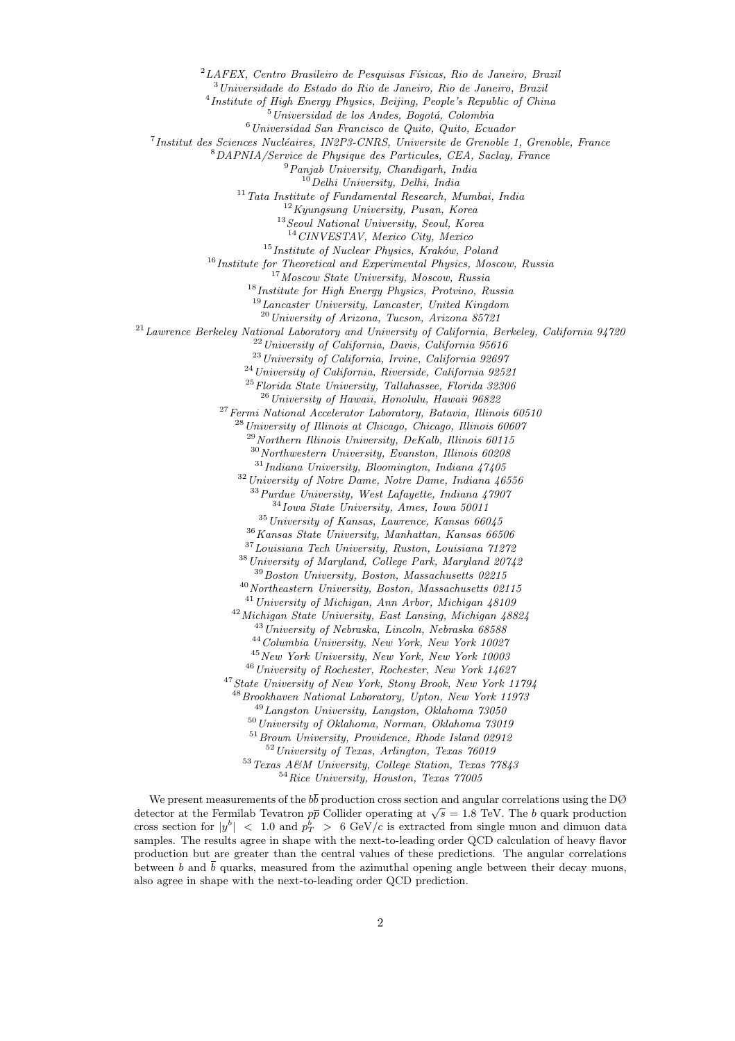[2] *LAFEX, Centro Brasileiro de Pesquisas Físicas, Rio de Janeiro, Brazil*
[3] *Universidade do Estado do Rio de Janeiro, Rio de Janeiro, Brazil*
[4] *Institute of High Energy Physics, Beijing, People's Republic of China*
[5] *Universidad de los Andes, Bogotá, Colombia*
[6] *Universidad San Francisco de Quito, Quito, Ecuador*
[7] *Institut des Sciences Nucléaires, IN2P3-CNRS, Universite de Grenoble 1, Grenoble, France*
[8] *DAPNIA/Service de Physique des Particules, CEA, Saclay, France*
[9] *Panjab University, Chandigarh, India*
[10] *Delhi University, Delhi, India*
[11] *Tata Institute of Fundamental Research, Mumbai, India*
[12] *Kyungsung University, Pusan, Korea*
[13] *Seoul National University, Seoul, Korea*
[14] *CINVESTAV, Mexico City, Mexico*
[15] *Institute of Nuclear Physics, Kraków, Poland*
[16] *Institute for Theoretical and Experimental Physics, Moscow, Russia*
[17] *Moscow State University, Moscow, Russia*
[18] *Institute for High Energy Physics, Protvino, Russia*
[19] *Lancaster University, Lancaster, United Kingdom*
[20] *University of Arizona, Tucson, Arizona 85721*
[21] *Lawrence Berkeley National Laboratory and University of California, Berkeley, California 94720*
[22] *University of California, Davis, California 95616*
[23] *University of California, Irvine, California 92697*
[24] *University of California, Riverside, California 92521*
[25] *Florida State University, Tallahassee, Florida 32306*
[26] *University of Hawaii, Honolulu, Hawaii 96822*
[27] *Fermi National Accelerator Laboratory, Batavia, Illinois 60510*
[28] *University of Illinois at Chicago, Chicago, Illinois 60607*
[29] *Northern Illinois University, DeKalb, Illinois 60115*
[30] *Northwestern University, Evanston, Illinois 60208*
[31] *Indiana University, Bloomington, Indiana 47405*
[32] *University of Notre Dame, Notre Dame, Indiana 46556*
[33] *Purdue University, West Lafayette, Indiana 47907*
[34] *Iowa State University, Ames, Iowa 50011*
[35] *University of Kansas, Lawrence, Kansas 66045*
[36] *Kansas State University, Manhattan, Kansas 66506*
[37] *Louisiana Tech University, Ruston, Louisiana 71272*
[38] *University of Maryland, College Park, Maryland 20742*
[39] *Boston University, Boston, Massachusetts 02215*
[40] *Northeastern University, Boston, Massachusetts 02115*
[41] *University of Michigan, Ann Arbor, Michigan 48109*
[42] *Michigan State University, East Lansing, Michigan 48824*
[43] *University of Nebraska, Lincoln, Nebraska 68588*
[44] *Columbia University, New York, New York 10027*
[45] *New York University, New York, New York 10003*
[46] *University of Rochester, Rochester, New York 14627*
[47] *State University of New York, Stony Brook, New York 11794*
[48] *Brookhaven National Laboratory, Upton, New York 11973*
[49] *Langston University, Langston, Oklahoma 73050*
[50] *University of Oklahoma, Norman, Oklahoma 73019*
[51] *Brown University, Providence, Rhode Island 02912*
[52] *University of Texas, Arlington, Texas 76019*
[53] *Texas A&M University, College Station, Texas 77843*
[54] *Rice University, Houston, Texas 77005*

We present measurements of the $b\bar{b}$ production cross section and angular correlations using the DØ detector at the Fermilab Tevatron $p\bar{p}$ Collider operating at $\sqrt{s} = 1.8$ TeV. The $b$ quark production cross section for $|y^b| < 1.0$ and $p_T^b > 6$ GeV/$c$ is extracted from single muon and dimuon data samples. The results agree in shape with the next-to-leading order QCD calculation of heavy flavor production but are greater than the central values of these predictions. The angular correlations between $b$ and $\bar{b}$ quarks, measured from the azimuthal opening angle between their decay muons, also agree in shape with the next-to-leading order QCD prediction.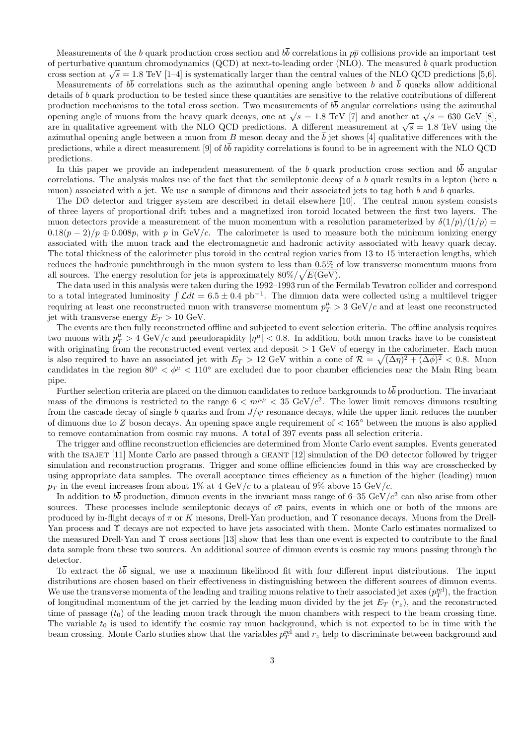Measurements of the $b$ quark production cross section and $b\overline{b}$ correlations in $p\overline{p}$ collisions provide an important test of perturbative quantum chromodynamics (QCD) at next-to-leading order (NLO). The measured $b$ quark production cross section at $\sqrt{s} = 1.8$ TeV [1–4] is systematically larger than the central values of the NLO QCD predictions [5,6].

Measurements of $b\overline{b}$ correlations such as the azimuthal opening angle between $b$ and $\overline{b}$ quarks allow additional details of $b$ quark production to be tested since these quantities are sensitive to the relative contributions of different production mechanisms to the total cross section. Two measurements of $b\overline{b}$ angular correlations using the azimuthal opening angle of muons from the heavy quark decays, one at $\sqrt{s} = 1.8$ TeV [7] and another at $\sqrt{s} = 630$ GeV [8], are in qualitative agreement with the NLO QCD predictions. A different measurement at $\sqrt{s} = 1.8$ TeV using the azimuthal opening angle between a muon from $B$ meson decay and the $\overline{b}$ jet shows [4] qualitative differences with the predictions, while a direct measurement [9] of $b\overline{b}$ rapidity correlations is found to be in agreement with the NLO QCD predictions.

In this paper we provide an independent measurement of the $b$ quark production cross section and $b\overline{b}$ angular correlations. The analysis makes use of the fact that the semileptonic decay of a $b$ quark results in a lepton (here a muon) associated with a jet. We use a sample of dimuons and their associated jets to tag both $b$ and $\overline{b}$ quarks.

The DØ detector and trigger system are described in detail elsewhere [10]. The central muon system consists of three layers of proportional drift tubes and a magnetized iron toroid located between the first two layers. The muon detectors provide a measurement of the muon momentum with a resolution parameterized by $\delta(1/p)/(1/p) = 0.18(p-2)/p \oplus 0.008p$, with $p$ in GeV/$c$. The calorimeter is used to measure both the minimum ionizing energy associated with the muon track and the electromagnetic and hadronic activity associated with heavy quark decay. The total thickness of the calorimeter plus toroid in the central region varies from 13 to 15 interaction lengths, which reduces the hadronic punchthrough in the muon system to less than 0.5% of low transverse momentum muons from all sources. The energy resolution for jets is approximately $80\%/\sqrt{E(\text{GeV})}$.

The data used in this analysis were taken during the 1992–1993 run of the Fermilab Tevatron collider and correspond to a total integrated luminosity $\int \mathcal{L}dt = 6.5 \pm 0.4$ pb$^{-1}$. The dimuon data were collected using a multilevel trigger requiring at least one reconstructed muon with transverse momentum $p_T^\mu > 3$ GeV/$c$ and at least one reconstructed jet with transverse energy $E_T > 10$ GeV.

The events are then fully reconstructed offline and subjected to event selection criteria. The offline analysis requires two muons with $p_T^\mu > 4$ GeV/$c$ and pseudorapidity $|\eta^\mu| < 0.8$. In addition, both muon tracks have to be consistent with originating from the reconstructed event vertex and deposit $> 1$ GeV of energy in the calorimeter. Each muon is also required to have an associated jet with $E_T > 12$ GeV within a cone of $\mathcal{R} = \sqrt{(\Delta\eta)^2 + (\Delta\phi)^2} < 0.8$. Muon candidates in the region $80^\circ < \phi^\mu < 110^\circ$ are excluded due to poor chamber efficiencies near the Main Ring beam pipe.

Further selection criteria are placed on the dimuon candidates to reduce backgrounds to $b\overline{b}$ production. The invariant mass of the dimuons is restricted to the range $6 < m^{\mu\mu} < 35$ GeV/$c^2$. The lower limit removes dimuons resulting from the cascade decay of single $b$ quarks and from $J/\psi$ resonance decays, while the upper limit reduces the number of dimuons due to $Z$ boson decays. An opening space angle requirement of $< 165^\circ$ between the muons is also applied to remove contamination from cosmic ray muons. A total of 397 events pass all selection criteria.

The trigger and offline reconstruction efficiencies are determined from Monte Carlo event samples. Events generated with the ISAJET [11] Monte Carlo are passed through a GEANT [12] simulation of the DØ detector followed by trigger simulation and reconstruction programs. Trigger and some offline efficiencies found in this way are crosschecked by using appropriate data samples. The overall acceptance times efficiency as a function of the higher (leading) muon $p_T$ in the event increases from about 1% at 4 GeV/$c$ to a plateau of 9% above 15 GeV/$c$.

In addition to $b\overline{b}$ production, dimuon events in the invariant mass range of 6–35 GeV/$c^2$ can also arise from other sources. These processes include semileptonic decays of $c\overline{c}$ pairs, events in which one or both of the muons are produced by in-flight decays of $\pi$ or $K$ mesons, Drell-Yan production, and $\Upsilon$ resonance decays. Muons from the Drell-Yan process and $\Upsilon$ decays are not expected to have jets associated with them. Monte Carlo estimates normalized to the measured Drell-Yan and $\Upsilon$ cross sections [13] show that less than one event is expected to contribute to the final data sample from these two sources. An additional source of dimuon events is cosmic ray muons passing through the detector.

To extract the $b\overline{b}$ signal, we use a maximum likelihood fit with four different input distributions. The input distributions are chosen based on their effectiveness in distinguishing between the different sources of dimuon events. We use the transverse momenta of the leading and trailing muons relative to their associated jet axes ($p_T^{\text{rel}}$), the fraction of longitudinal momentum of the jet carried by the leading muon divided by the jet $E_T$ ($r_z$), and the reconstructed time of passage ($t_0$) of the leading muon track through the muon chambers with respect to the beam crossing time. The variable $t_0$ is used to identify the cosmic ray muon background, which is not expected to be in time with the beam crossing. Monte Carlo studies show that the variables $p_T^{\text{rel}}$ and $r_z$ help to discriminate between background and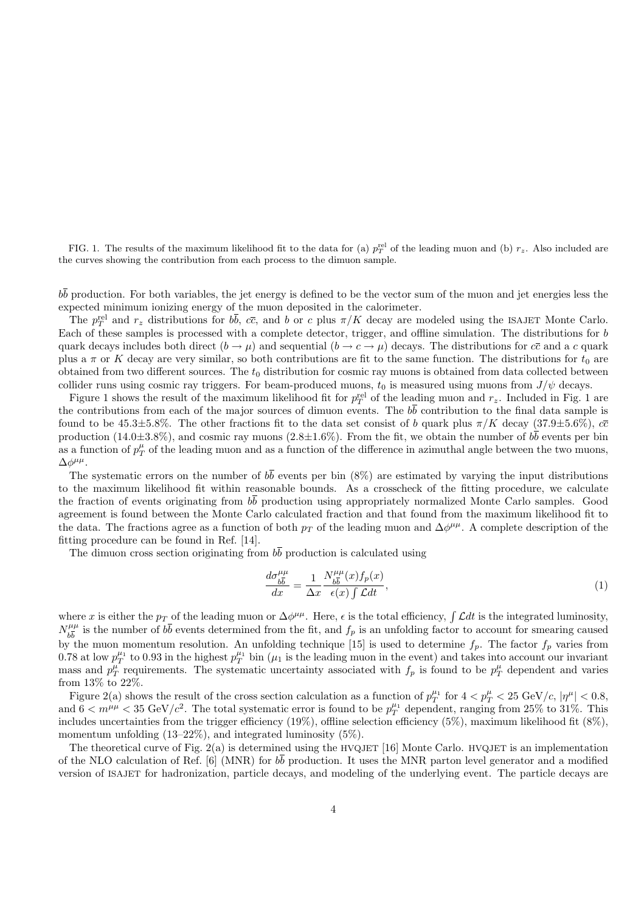FIG. 1. The results of the maximum likelihood fit to the data for (a) $p_T^{\rm rel}$ of the leading muon and (b) $r_z$. Also included are the curves showing the contribution from each process to the dimuon sample.

$b\overline{b}$ production. For both variables, the jet energy is defined to be the vector sum of the muon and jet energies less the expected minimum ionizing energy of the muon deposited in the calorimeter.

The $p_T^{\rm rel}$ and $r_z$ distributions for $b\overline{b}$, $c\overline{c}$, and $b$ or $c$ plus $\pi/K$ decay are modeled using the ISAJET Monte Carlo. Each of these samples is processed with a complete detector, trigger, and offline simulation. The distributions for $b$ quark decays includes both direct ($b \rightarrow \mu$) and sequential ($b \rightarrow c \rightarrow \mu$) decays. The distributions for $c\overline{c}$ and a $c$ quark plus a $\pi$ or $K$ decay are very similar, so both contributions are fit to the same function. The distributions for $t_0$ are obtained from two different sources. The $t_0$ distribution for cosmic ray muons is obtained from data collected between collider runs using cosmic ray triggers. For beam-produced muons, $t_0$ is measured using muons from $J/\psi$ decays.

Figure 1 shows the result of the maximum likelihood fit for $p_T^{\rm rel}$ of the leading muon and $r_z$. Included in Fig. 1 are the contributions from each of the major sources of dimuon events. The $b\overline{b}$ contribution to the final data sample is found to be 45.3±5.8%. The other fractions fit to the data set consist of $b$ quark plus $\pi/K$ decay (37.9±5.6%), $c\overline{c}$ production (14.0±3.8%), and cosmic ray muons (2.8±1.6%). From the fit, we obtain the number of $b\overline{b}$ events per bin as a function of $p_T^\mu$ of the leading muon and as a function of the difference in azimuthal angle between the two muons, $\Delta\phi^{\mu\mu}$.

The systematic errors on the number of $b\overline{b}$ events per bin (8%) are estimated by varying the input distributions to the maximum likelihood fit within reasonable bounds. As a crosscheck of the fitting procedure, we calculate the fraction of events originating from $b\overline{b}$ production using appropriately normalized Monte Carlo samples. Good agreement is found between the Monte Carlo calculated fraction and that found from the maximum likelihood fit to the data. The fractions agree as a function of both $p_T$ of the leading muon and $\Delta\phi^{\mu\mu}$. A complete description of the fitting procedure can be found in Ref. [14].

The dimuon cross section originating from $b\overline{b}$ production is calculated using

$$\frac{d\sigma_{b\overline{b}}^{\mu\mu}}{dx} = \frac{1}{\Delta x}\frac{N_{b\overline{b}}^{\mu\mu}(x) f_p(x)}{\epsilon(x)\int \mathcal{L}dt}, \tag{1}$$

where $x$ is either the $p_T$ of the leading muon or $\Delta\phi^{\mu\mu}$. Here, $\epsilon$ is the total efficiency, $\int \mathcal{L}dt$ is the integrated luminosity, $N_{b\overline{b}}^{\mu\mu}$ is the number of $b\overline{b}$ events determined from the fit, and $f_p$ is an unfolding factor to account for smearing caused by the muon momentum resolution. An unfolding technique [15] is used to determine $f_p$. The factor $f_p$ varies from 0.78 at low $p_T^{\mu_1}$ to 0.93 in the highest $p_T^{\mu_1}$ bin ($\mu_1$ is the leading muon in the event) and takes into account our invariant mass and $p_T^\mu$ requirements. The systematic uncertainty associated with $f_p$ is found to be $p_T^\mu$ dependent and varies from 13% to 22%.

Figure 2(a) shows the result of the cross section calculation as a function of $p_T^{\mu_1}$ for $4 < p_T^\mu < 25$ GeV/$c$, $|\eta^\mu| < 0.8$, and $6 < m^{\mu\mu} < 35$ GeV/$c^2$. The total systematic error is found to be $p_T^{\mu_1}$ dependent, ranging from 25% to 31%. This includes uncertainties from the trigger efficiency (19%), offline selection efficiency (5%), maximum likelihood fit (8%), momentum unfolding (13–22%), and integrated luminosity (5%).

The theoretical curve of Fig. 2(a) is determined using the HVQJET [16] Monte Carlo. HVQJET is an implementation of the NLO calculation of Ref. [6] (MNR) for $b\overline{b}$ production. It uses the MNR parton level generator and a modified version of ISAJET for hadronization, particle decays, and modeling of the underlying event. The particle decays are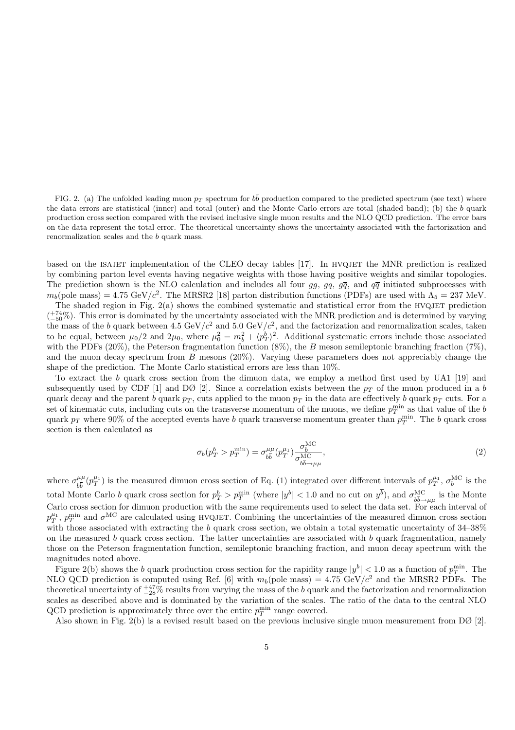FIG. 2. (a) The unfolded leading muon $p_T$ spectrum for $b\overline{b}$ production compared to the predicted spectrum (see text) where the data errors are statistical (inner) and total (outer) and the Monte Carlo errors are total (shaded band); (b) the $b$ quark production cross section compared with the revised inclusive single muon results and the NLO QCD prediction. The error bars on the data represent the total error. The theoretical uncertainty shows the uncertainty associated with the factorization and renormalization scales and the $b$ quark mass.

based on the ISAJET implementation of the CLEO decay tables [17]. In HVQJET the MNR prediction is realized by combining parton level events having negative weights with those having positive weights and similar topologies. The prediction shown is the NLO calculation and includes all four $gg$, $gq$, $g\overline{q}$, and $q\overline{q}$ initiated subprocesses with $m_b$(pole mass) = 4.75 GeV/$c^2$. The MRSR2 [18] parton distribution functions (PDFs) are used with $\Lambda_5 = 237$ MeV.

The shaded region in Fig. 2(a) shows the combined systematic and statistical error from the HVQJET prediction ($^{+74}_{-50}$%). This error is dominated by the uncertainty associated with the MNR prediction and is determined by varying the mass of the $b$ quark between 4.5 GeV/$c^2$ and 5.0 GeV/$c^2$, and the factorization and renormalization scales, taken to be equal, between $\mu_0/2$ and $2\mu_0$, where $\mu_0^2 = m_b^2 + \langle p_T^b \rangle^2$. Additional systematic errors include those associated with the PDFs (20%), the Peterson fragmentation function (8%), the $B$ meson semileptonic branching fraction (7%), and the muon decay spectrum from $B$ mesons (20%). Varying these parameters does not appreciably change the shape of the prediction. The Monte Carlo statistical errors are less than 10%.

To extract the $b$ quark cross section from the dimuon data, we employ a method first used by UA1 [19] and subsequently used by CDF [1] and DØ [2]. Since a correlation exists between the $p_T$ of the muon produced in a $b$ quark decay and the parent $b$ quark $p_T$, cuts applied to the muon $p_T$ in the data are effectively $b$ quark $p_T$ cuts. For a set of kinematic cuts, including cuts on the transverse momentum of the muons, we define $p_T^{\rm min}$ as that value of the $b$ quark $p_T$ where 90% of the accepted events have $b$ quark transverse momentum greater than $p_T^{\rm min}$. The $b$ quark cross section is then calculated as

$$\sigma_b(p_T^b > p_T^{\rm min}) = \sigma_{b\overline{b}}^{\mu\mu}(p_T^{\mu_1}) \frac{\sigma_b^{\rm MC}}{\sigma_{b\overline{b}\rightarrow\mu\mu}^{\rm MC}}, \tag{2}$$

where $\sigma_{b\overline{b}}^{\mu\mu}(p_T^{\mu_1})$ is the measured dimuon cross section of Eq. (1) integrated over different intervals of $p_T^{\mu_1}$, $\sigma_b^{\rm MC}$ is the total Monte Carlo $b$ quark cross section for $p_T^b > p_T^{\rm min}$ (where $|y^b| < 1.0$ and no cut on $y^{\overline{b}}$), and $\sigma_{b\overline{b}\rightarrow\mu\mu}^{\rm MC}$ is the Monte Carlo cross section for dimuon production with the same requirements used to select the data set. For each interval of $p_T^{\mu_1}$, $p_T^{\rm min}$ and $\sigma^{\rm MC}$ are calculated using HVQJET. Combining the uncertainties of the measured dimuon cross section with those associated with extracting the $b$ quark cross section, we obtain a total systematic uncertainty of 34–38% on the measured $b$ quark cross section. The latter uncertainties are associated with $b$ quark fragmentation, namely those on the Peterson fragmentation function, semileptonic branching fraction, and muon decay spectrum with the magnitudes noted above.

Figure 2(b) shows the $b$ quark production cross section for the rapidity range $|y^b| < 1.0$ as a function of $p_T^{\rm min}$. The NLO QCD prediction is computed using Ref. [6] with $m_b$(pole mass) = 4.75 GeV/$c^2$ and the MRSR2 PDFs. The theoretical uncertainty of $^{+47}_{-28}$% results from varying the mass of the $b$ quark and the factorization and renormalization scales as described above and is dominated by the variation of the scales. The ratio of the data to the central NLO QCD prediction is approximately three over the entire $p_T^{\rm min}$ range covered.

Also shown in Fig. 2(b) is a revised result based on the previous inclusive single muon measurement from DØ [2].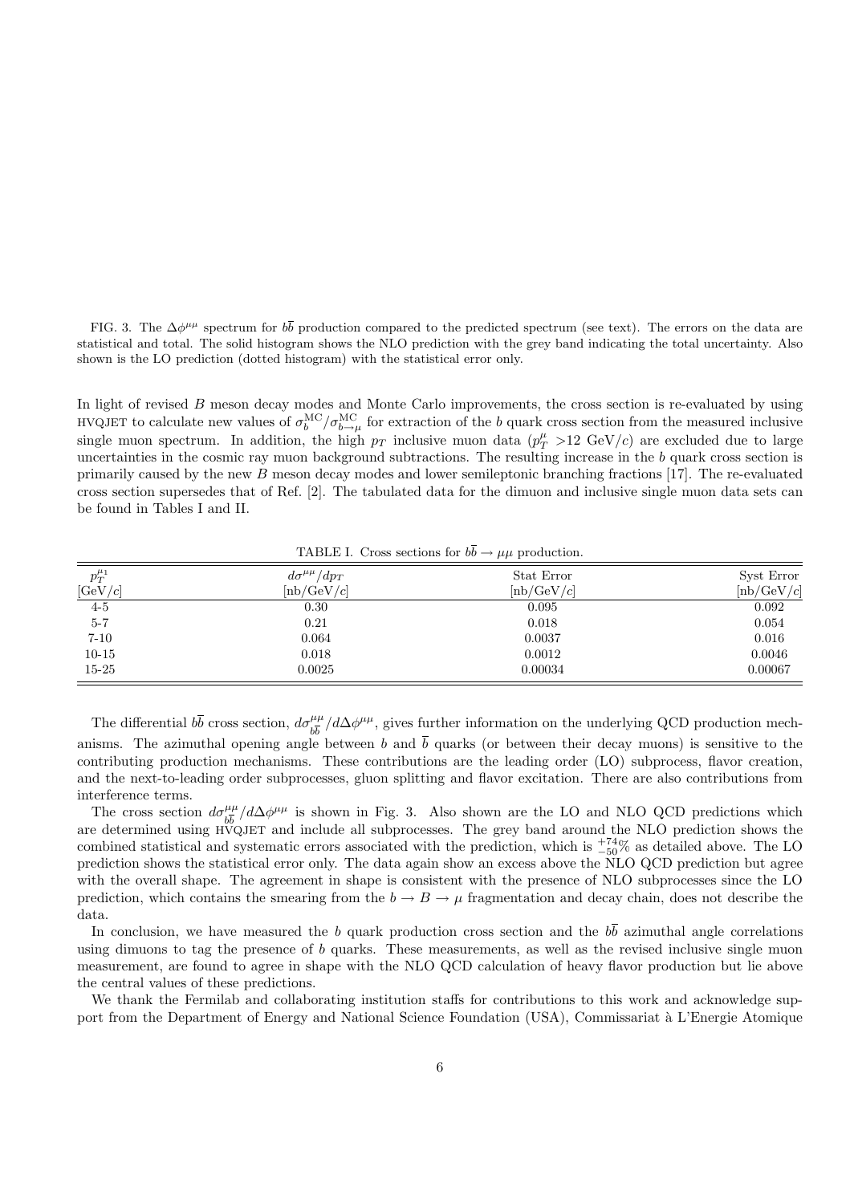FIG. 3. The $\Delta\phi^{\mu\mu}$ spectrum for $b\bar{b}$ production compared to the predicted spectrum (see text). The errors on the data are statistical and total. The solid histogram shows the NLO prediction with the grey band indicating the total uncertainty. Also shown is the LO prediction (dotted histogram) with the statistical error only.

In light of revised $B$ meson decay modes and Monte Carlo improvements, the cross section is re-evaluated by using HVQJET to calculate new values of $\sigma_b^{\mathrm{MC}}/\sigma_{b\to\mu}^{\mathrm{MC}}$ for extraction of the $b$ quark cross section from the measured inclusive single muon spectrum. In addition, the high $p_T$ inclusive muon data ($p_T^\mu$ >12 GeV/$c$) are excluded due to large uncertainties in the cosmic ray muon background subtractions. The resulting increase in the $b$ quark cross section is primarily caused by the new $B$ meson decay modes and lower semileptonic branching fractions [17]. The re-evaluated cross section supersedes that of Ref. [2]. The tabulated data for the dimuon and inclusive single muon data sets can be found in Tables I and II.

TABLE I. Cross sections for $b\bar{b} \to \mu\mu$ production.

| $p_T^{\mu_1}$ [GeV/$c$] | $d\sigma^{\mu\mu}/dp_T$ [nb/GeV/$c$] | Stat Error [nb/GeV/$c$] | Syst Error [nb/GeV/$c$] |
|---|---|---|---|
| 4-5 | 0.30 | 0.095 | 0.092 |
| 5-7 | 0.21 | 0.018 | 0.054 |
| 7-10 | 0.064 | 0.0037 | 0.016 |
| 10-15 | 0.018 | 0.0012 | 0.0046 |
| 15-25 | 0.0025 | 0.00034 | 0.00067 |

The differential $b\bar{b}$ cross section, $d\sigma_{b\bar{b}}^{\mu\mu}/d\Delta\phi^{\mu\mu}$, gives further information on the underlying QCD production mechanisms. The azimuthal opening angle between $b$ and $\bar{b}$ quarks (or between their decay muons) is sensitive to the contributing production mechanisms. These contributions are the leading order (LO) subprocess, flavor creation, and the next-to-leading order subprocesses, gluon splitting and flavor excitation. There are also contributions from interference terms.

The cross section $d\sigma_{b\bar{b}}^{\mu\mu}/d\Delta\phi^{\mu\mu}$ is shown in Fig. 3. Also shown are the LO and NLO QCD predictions which are determined using HVQJET and include all subprocesses. The grey band around the NLO prediction shows the combined statistical and systematic errors associated with the prediction, which is $^{+74}_{-50}$% as detailed above. The LO prediction shows the statistical error only. The data again show an excess above the NLO QCD prediction but agree with the overall shape. The agreement in shape is consistent with the presence of NLO subprocesses since the LO prediction, which contains the smearing from the $b \to B \to \mu$ fragmentation and decay chain, does not describe the data.

In conclusion, we have measured the $b$ quark production cross section and the $b\bar{b}$ azimuthal angle correlations using dimuons to tag the presence of $b$ quarks. These measurements, as well as the revised inclusive single muon measurement, are found to agree in shape with the NLO QCD calculation of heavy flavor production but lie above the central values of these predictions.

We thank the Fermilab and collaborating institution staffs for contributions to this work and acknowledge support from the Department of Energy and National Science Foundation (USA), Commissariat à L'Energie Atomique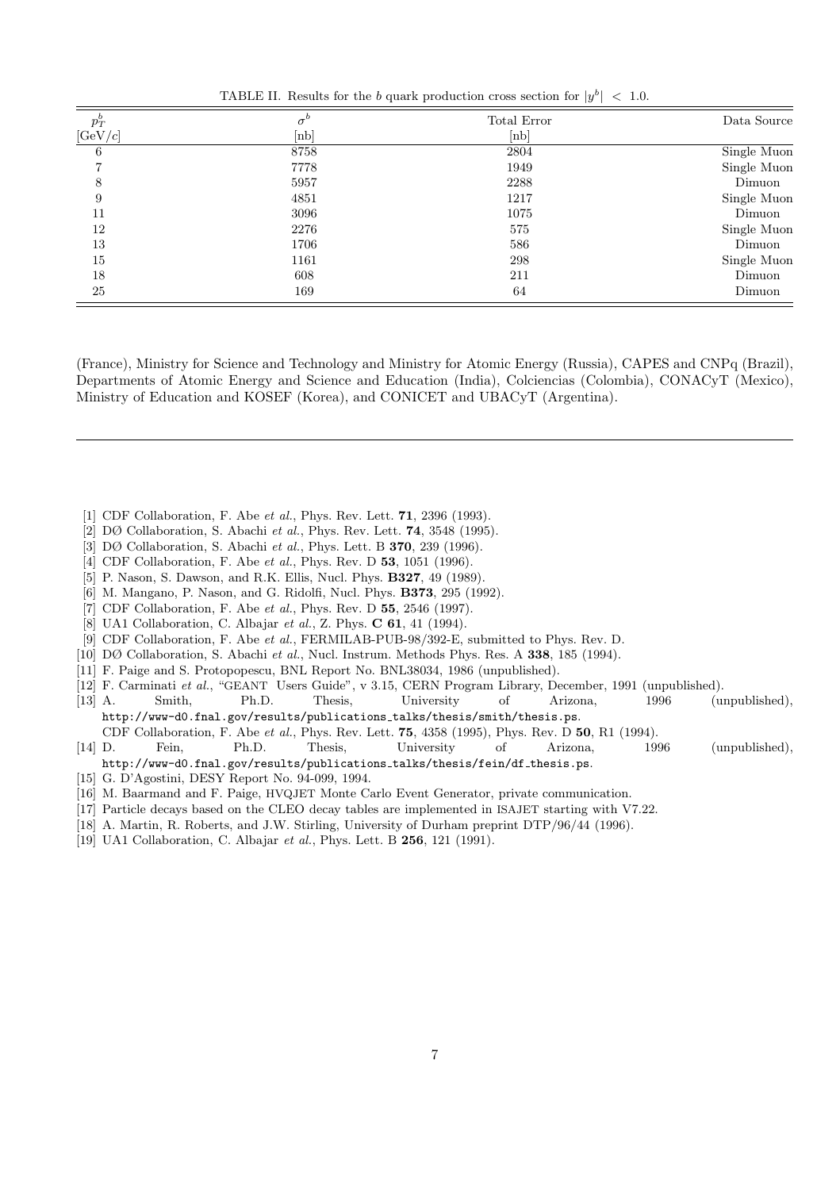TABLE II. Results for the $b$ quark production cross section for $|y^b| < 1.0$.

| $p_T^b$ [GeV/$c$] | $\sigma^b$ [nb] | Total Error [nb] | Data Source |
|---|---|---|---|
| 6 | 8758 | 2804 | Single Muon |
| 7 | 7778 | 1949 | Single Muon |
| 8 | 5957 | 2288 | Dimuon |
| 9 | 4851 | 1217 | Single Muon |
| 11 | 3096 | 1075 | Dimuon |
| 12 | 2276 | 575 | Single Muon |
| 13 | 1706 | 586 | Dimuon |
| 15 | 1161 | 298 | Single Muon |
| 18 | 608 | 211 | Dimuon |
| 25 | 169 | 64 | Dimuon |

(France), Ministry for Science and Technology and Ministry for Atomic Energy (Russia), CAPES and CNPq (Brazil), Departments of Atomic Energy and Science and Education (India), Colciencias (Colombia), CONACyT (Mexico), Ministry of Education and KOSEF (Korea), and CONICET and UBACyT (Argentina).

---

[1] CDF Collaboration, F. Abe *et al.*, Phys. Rev. Lett. **71**, 2396 (1993).
[2] DØ Collaboration, S. Abachi *et al.*, Phys. Rev. Lett. **74**, 3548 (1995).
[3] DØ Collaboration, S. Abachi *et al.*, Phys. Lett. B **370**, 239 (1996).
[4] CDF Collaboration, F. Abe *et al.*, Phys. Rev. D **53**, 1051 (1996).
[5] P. Nason, S. Dawson, and R.K. Ellis, Nucl. Phys. **B327**, 49 (1989).
[6] M. Mangano, P. Nason, and G. Ridolfi, Nucl. Phys. **B373**, 295 (1992).
[7] CDF Collaboration, F. Abe *et al.*, Phys. Rev. D **55**, 2546 (1997).
[8] UA1 Collaboration, C. Albajar *et al.*, Z. Phys. **C 61**, 41 (1994).
[9] CDF Collaboration, F. Abe *et al.*, FERMILAB-PUB-98/392-E, submitted to Phys. Rev. D.
[10] DØ Collaboration, S. Abachi *et al.*, Nucl. Instrum. Methods Phys. Res. A **338**, 185 (1994).
[11] F. Paige and S. Protopopescu, BNL Report No. BNL38034, 1986 (unpublished).
[12] F. Carminati *et al.*, "GEANT Users Guide", v 3.15, CERN Program Library, December, 1991 (unpublished).
[13] A. Smith, Ph.D. Thesis, University of Arizona, 1996 (unpublished), `http://www-d0.fnal.gov/results/publications_talks/thesis/smith/thesis.ps`.
CDF Collaboration, F. Abe *et al.*, Phys. Rev. Lett. **75**, 4358 (1995), Phys. Rev. D **50**, R1 (1994).
[14] D. Fein, Ph.D. Thesis, University of Arizona, 1996 (unpublished), `http://www-d0.fnal.gov/results/publications_talks/thesis/fein/df_thesis.ps`.
[15] G. D'Agostini, DESY Report No. 94-099, 1994.
[16] M. Baarmand and F. Paige, HVQJET Monte Carlo Event Generator, private communication.
[17] Particle decays based on the CLEO decay tables are implemented in ISAJET starting with V7.22.
[18] A. Martin, R. Roberts, and J.W. Stirling, University of Durham preprint DTP/96/44 (1996).
[19] UA1 Collaboration, C. Albajar *et al.*, Phys. Lett. B **256**, 121 (1991).